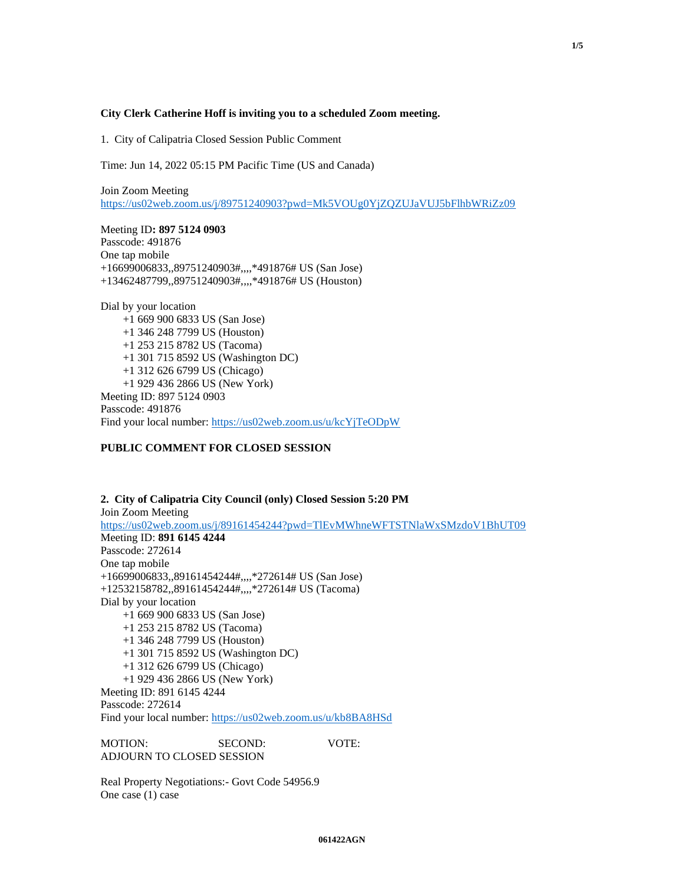**City Clerk Catherine Hoff is inviting you to a scheduled Zoom meeting.**

1. City of Calipatria Closed Session Public Comment

Time: Jun 14, 2022 05:15 PM Pacific Time (US and Canada)

Join Zoom Meeting
https://us02web.zoom.us/j/89751240903?pwd=Mk5VOUg0YjZQZUJaVUJ5bFlhbWRiZz09

Meeting ID**: 897 5124 0903**
Passcode: 491876
One tap mobile
+16699006833,,89751240903#,,,,*491876# US (San Jose)
+13462487799,,89751240903#,,,,*491876# US (Houston)

Dial by your location
- +1 669 900 6833 US (San Jose)
- +1 346 248 7799 US (Houston)
- +1 253 215 8782 US (Tacoma)
- +1 301 715 8592 US (Washington DC)
- +1 312 626 6799 US (Chicago)
- +1 929 436 2866 US (New York)

Meeting ID: 897 5124 0903
Passcode: 491876
Find your local number: https://us02web.zoom.us/u/kcYjTeODpW

**PUBLIC COMMENT FOR CLOSED SESSION**

**2. City of Calipatria City Council (only) Closed Session 5:20 PM**
Join Zoom Meeting
https://us02web.zoom.us/j/89161454244?pwd=TlEvMWhneWFTSTNlaWxSMzdoV1BhUT09
Meeting ID: **891 6145 4244**
Passcode: 272614
One tap mobile
+16699006833,,89161454244#,,,,*272614# US (San Jose)
+12532158782,,89161454244#,,,,*272614# US (Tacoma)
Dial by your location
- +1 669 900 6833 US (San Jose)
- +1 253 215 8782 US (Tacoma)
- +1 346 248 7799 US (Houston)
- +1 301 715 8592 US (Washington DC)
- +1 312 626 6799 US (Chicago)
- +1 929 436 2866 US (New York)

Meeting ID: 891 6145 4244
Passcode: 272614
Find your local number: https://us02web.zoom.us/u/kb8BA8HSd

MOTION: SECOND: VOTE:
ADJOURN TO CLOSED SESSION

Real Property Negotiations:- Govt Code 54956.9
One case (1) case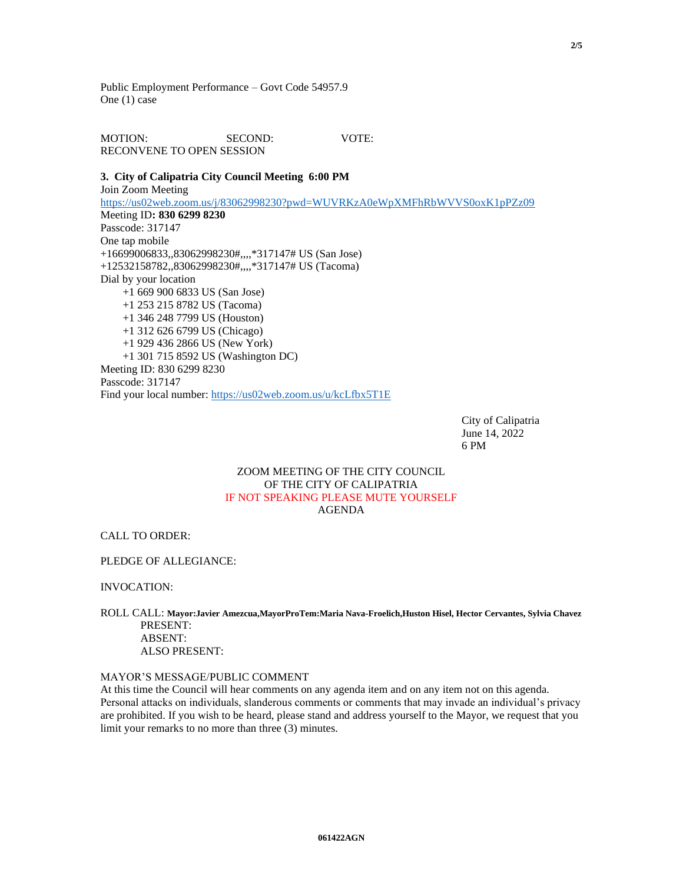Public Employment Performance – Govt Code 54957.9
One (1) case

MOTION: SECOND: VOTE:
RECONVENE TO OPEN SESSION

**3. City of Calipatria City Council Meeting 6:00 PM**
Join Zoom Meeting
https://us02web.zoom.us/j/83062998230?pwd=WUVRKzA0eWpXMFhRbWVVS0oxK1pPZz09
Meeting ID**: 830 6299 8230**
Passcode: 317147
One tap mobile
+16699006833,,83062998230#,,,,*317147# US (San Jose)
+12532158782,,83062998230#,,,,*317147# US (Tacoma)
Dial by your location
+1 669 900 6833 US (San Jose)
+1 253 215 8782 US (Tacoma)
+1 346 248 7799 US (Houston)
+1 312 626 6799 US (Chicago)
+1 929 436 2866 US (New York)
+1 301 715 8592 US (Washington DC)
Meeting ID: 830 6299 8230
Passcode: 317147
Find your local number: https://us02web.zoom.us/u/kcLfbx5T1E

City of Calipatria
June 14, 2022
6 PM

ZOOM MEETING OF THE CITY COUNCIL
OF THE CITY OF CALIPATRIA
IF NOT SPEAKING PLEASE MUTE YOURSELF
AGENDA

CALL TO ORDER:

PLEDGE OF ALLEGIANCE:

INVOCATION:

ROLL CALL: **Mayor:Javier Amezcua,MayorProTem:Maria Nava-Froelich,Huston Hisel, Hector Cervantes, Sylvia Chavez**
PRESENT:
ABSENT:
ALSO PRESENT:

MAYOR'S MESSAGE/PUBLIC COMMENT
At this time the Council will hear comments on any agenda item and on any item not on this agenda. Personal attacks on individuals, slanderous comments or comments that may invade an individual's privacy are prohibited. If you wish to be heard, please stand and address yourself to the Mayor, we request that you limit your remarks to no more than three (3) minutes.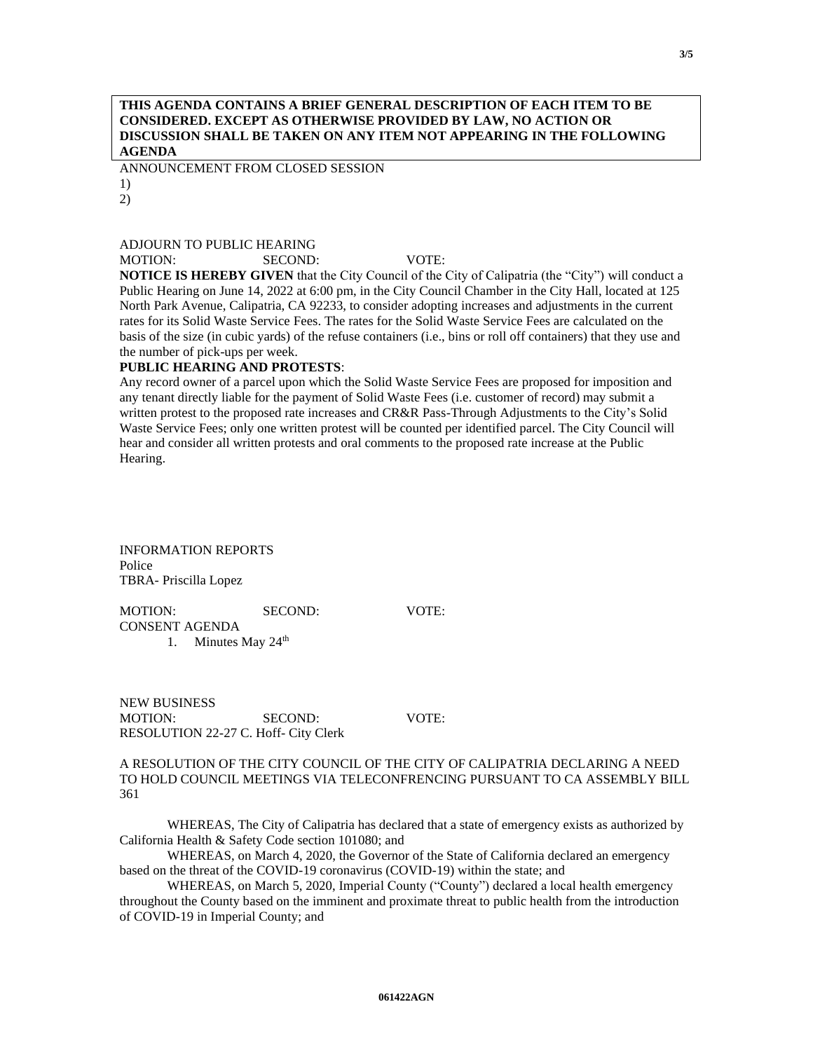**THIS AGENDA CONTAINS A BRIEF GENERAL DESCRIPTION OF EACH ITEM TO BE CONSIDERED. EXCEPT AS OTHERWISE PROVIDED BY LAW, NO ACTION OR DISCUSSION SHALL BE TAKEN ON ANY ITEM NOT APPEARING IN THE FOLLOWING AGENDA**

ANNOUNCEMENT FROM CLOSED SESSION

1)

2)

ADJOURN TO PUBLIC HEARING

MOTION: SECOND: VOTE:

**NOTICE IS HEREBY GIVEN** that the City Council of the City of Calipatria (the "City") will conduct a Public Hearing on June 14, 2022 at 6:00 pm, in the City Council Chamber in the City Hall, located at 125 North Park Avenue, Calipatria, CA 92233, to consider adopting increases and adjustments in the current rates for its Solid Waste Service Fees. The rates for the Solid Waste Service Fees are calculated on the basis of the size (in cubic yards) of the refuse containers (i.e., bins or roll off containers) that they use and the number of pick-ups per week.

**PUBLIC HEARING AND PROTESTS**:

Any record owner of a parcel upon which the Solid Waste Service Fees are proposed for imposition and any tenant directly liable for the payment of Solid Waste Fees (i.e. customer of record) may submit a written protest to the proposed rate increases and CR&R Pass-Through Adjustments to the City's Solid Waste Service Fees; only one written protest will be counted per identified parcel. The City Council will hear and consider all written protests and oral comments to the proposed rate increase at the Public Hearing.

INFORMATION REPORTS

Police

TBRA- Priscilla Lopez

MOTION: SECOND: VOTE:

CONSENT AGENDA

1. Minutes May 24th

NEW BUSINESS

MOTION: SECOND: VOTE:

RESOLUTION 22-27 C. Hoff- City Clerk

A RESOLUTION OF THE CITY COUNCIL OF THE CITY OF CALIPATRIA DECLARING A NEED TO HOLD COUNCIL MEETINGS VIA TELECONFRENCING PURSUANT TO CA ASSEMBLY BILL 361

WHEREAS, The City of Calipatria has declared that a state of emergency exists as authorized by California Health & Safety Code section 101080; and

WHEREAS, on March 4, 2020, the Governor of the State of California declared an emergency based on the threat of the COVID-19 coronavirus (COVID-19) within the state; and

WHEREAS, on March 5, 2020, Imperial County ("County") declared a local health emergency throughout the County based on the imminent and proximate threat to public health from the introduction of COVID-19 in Imperial County; and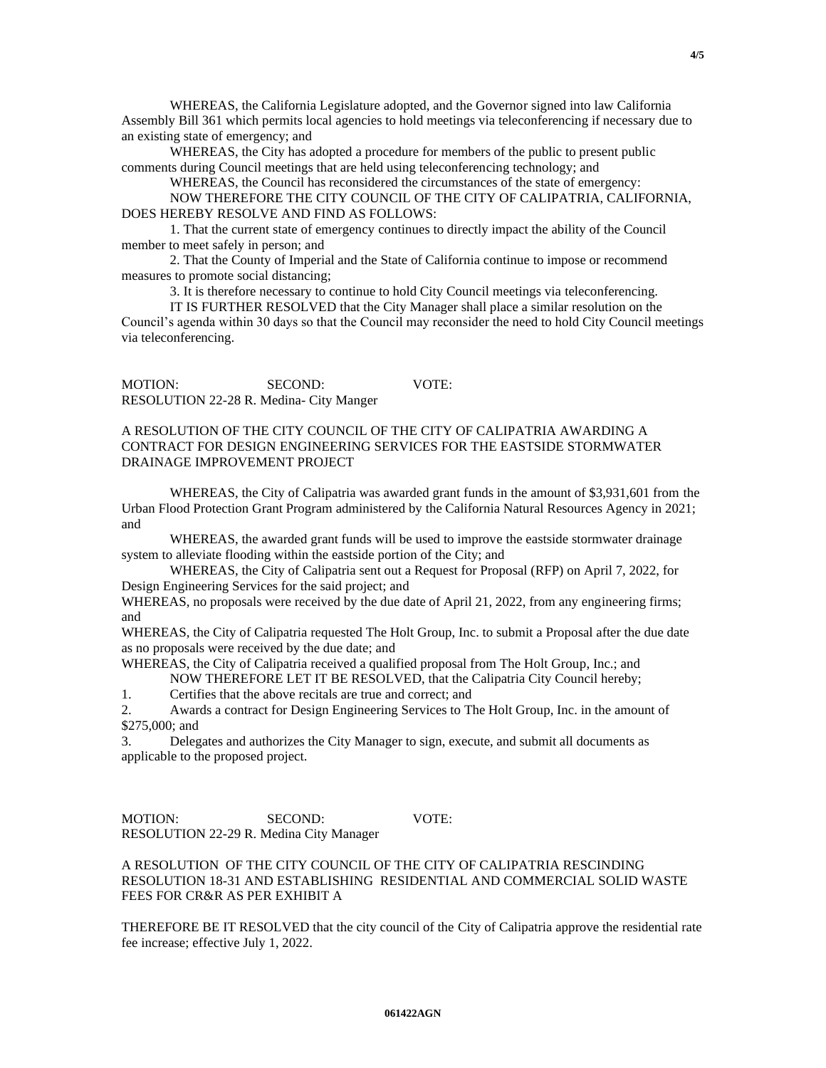WHEREAS, the California Legislature adopted, and the Governor signed into law California Assembly Bill 361 which permits local agencies to hold meetings via teleconferencing if necessary due to an existing state of emergency; and

WHEREAS, the City has adopted a procedure for members of the public to present public comments during Council meetings that are held using teleconferencing technology; and

WHEREAS, the Council has reconsidered the circumstances of the state of emergency:

NOW THEREFORE THE CITY COUNCIL OF THE CITY OF CALIPATRIA, CALIFORNIA, DOES HEREBY RESOLVE AND FIND AS FOLLOWS:

1. That the current state of emergency continues to directly impact the ability of the Council member to meet safely in person; and

2. That the County of Imperial and the State of California continue to impose or recommend measures to promote social distancing;

3. It is therefore necessary to continue to hold City Council meetings via teleconferencing.

IT IS FURTHER RESOLVED that the City Manager shall place a similar resolution on the Council's agenda within 30 days so that the Council may reconsider the need to hold City Council meetings via teleconferencing.

MOTION: SECOND: VOTE:

RESOLUTION 22-28 R. Medina- City Manger

A RESOLUTION OF THE CITY COUNCIL OF THE CITY OF CALIPATRIA AWARDING A CONTRACT FOR DESIGN ENGINEERING SERVICES FOR THE EASTSIDE STORMWATER DRAINAGE IMPROVEMENT PROJECT

WHEREAS, the City of Calipatria was awarded grant funds in the amount of $3,931,601 from the Urban Flood Protection Grant Program administered by the California Natural Resources Agency in 2021; and

WHEREAS, the awarded grant funds will be used to improve the eastside stormwater drainage system to alleviate flooding within the eastside portion of the City; and

WHEREAS, the City of Calipatria sent out a Request for Proposal (RFP) on April 7, 2022, for Design Engineering Services for the said project; and

WHEREAS, no proposals were received by the due date of April 21, 2022, from any engineering firms; and

WHEREAS, the City of Calipatria requested The Holt Group, Inc. to submit a Proposal after the due date as no proposals were received by the due date; and

WHEREAS, the City of Calipatria received a qualified proposal from The Holt Group, Inc.; and

NOW THEREFORE LET IT BE RESOLVED, that the Calipatria City Council hereby;

1. Certifies that the above recitals are true and correct; and
2. Awards a contract for Design Engineering Services to The Holt Group, Inc. in the amount of $275,000; and
3. Delegates and authorizes the City Manager to sign, execute, and submit all documents as applicable to the proposed project.

MOTION: SECOND: VOTE:

RESOLUTION 22-29 R. Medina City Manager

A RESOLUTION OF THE CITY COUNCIL OF THE CITY OF CALIPATRIA RESCINDING RESOLUTION 18-31 AND ESTABLISHING RESIDENTIAL AND COMMERCIAL SOLID WASTE FEES FOR CR&R AS PER EXHIBIT A

THEREFORE BE IT RESOLVED that the city council of the City of Calipatria approve the residential rate fee increase; effective July 1, 2022.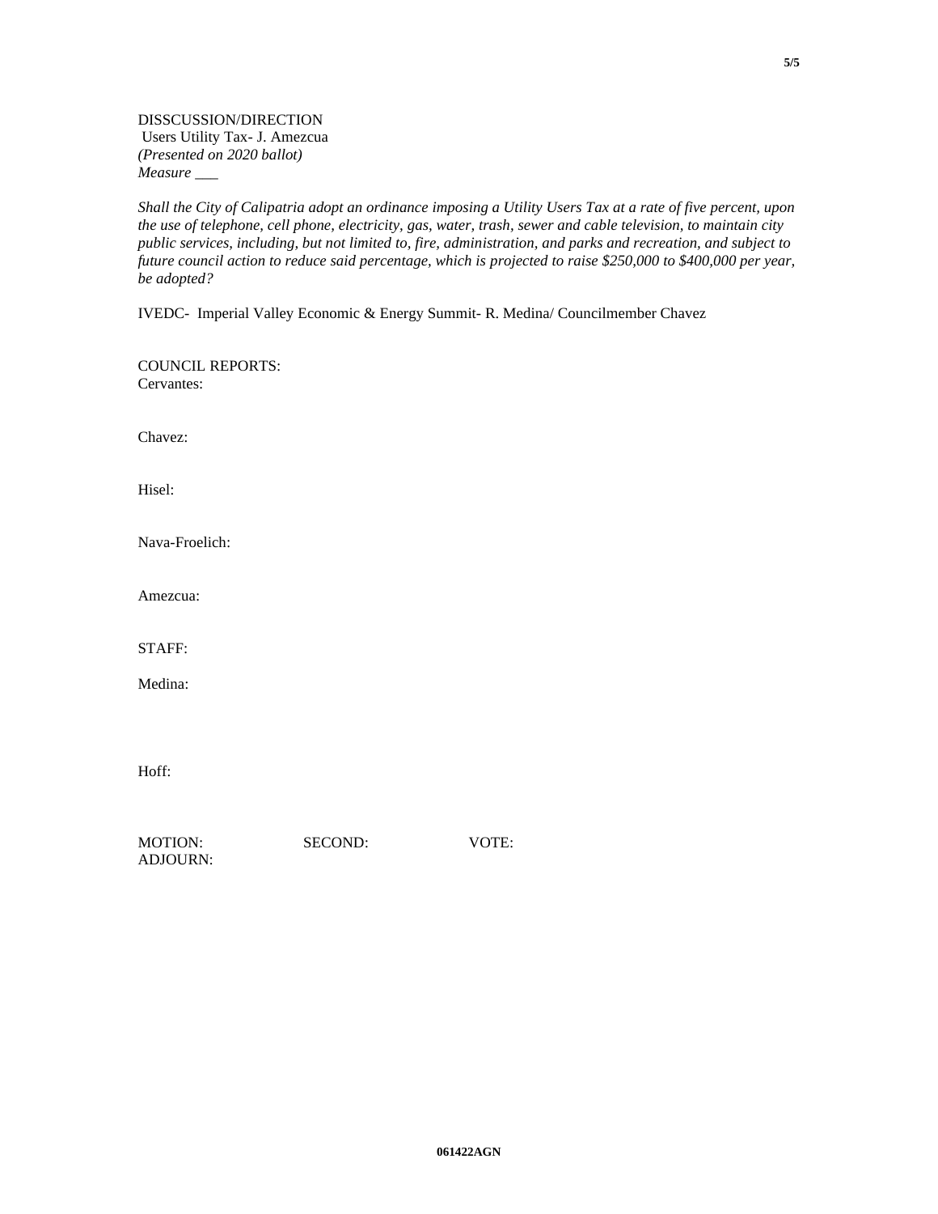DISSCUSSION/DIRECTION
Users Utility Tax- J. Amezcua
*(Presented on 2020 ballot)*
*Measure ___*

*Shall the City of Calipatria adopt an ordinance imposing a Utility Users Tax at a rate of five percent, upon the use of telephone, cell phone, electricity, gas, water, trash, sewer and cable television, to maintain city public services, including, but not limited to, fire, administration, and parks and recreation, and subject to future council action to reduce said percentage, which is projected to raise $250,000 to $400,000 per year, be adopted?*

IVEDC- Imperial Valley Economic & Energy Summit- R. Medina/ Councilmember Chavez

COUNCIL REPORTS:
Cervantes:

Chavez:

Hisel:

Nava-Froelich:

Amezcua:

STAFF:

Medina:

Hoff:

MOTION: SECOND: VOTE:
ADJOURN:

061422AGN